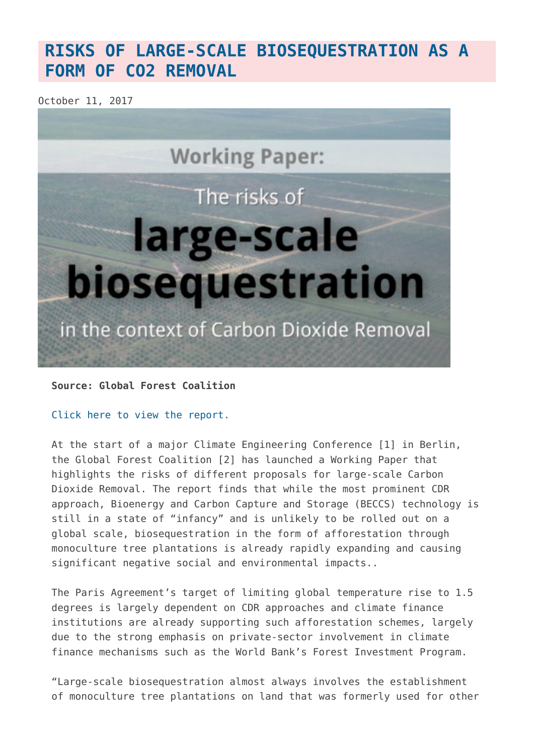# RISKS OF LARGE-SCALE BIOSEQUESTRATION AS A FORM OF CO2 REMOVAL

October 11, 2017

**Source: Global Forest Coalition**

Click here to view the report.

At the start of a major Climate Engineering Conference [1] in Berlin, the Global Forest Coalition [2] has launched a Working Paper that highlights the risks of different proposals for large-scale Carbon Dioxide Removal. The report finds that while the most prominent CDR approach, Bioenergy and Carbon Capture and Storage (BECCS) technology is still in a state of "infancy" and is unlikely to be rolled out on a global scale, biosequestration in the form of afforestation through monoculture tree plantations is already rapidly expanding and causing significant negative social and environmental impacts..

The Paris Agreement's target of limiting global temperature rise to 1.5 degrees is largely dependent on CDR approaches and climate finance institutions are already supporting such afforestation schemes, largely due to the strong emphasis on private-sector involvement in climate finance mechanisms such as the World Bank's Forest Investment Program.

"Large-scale biosequestration almost always involves the establishment of monoculture tree plantations on land that was formerly used for other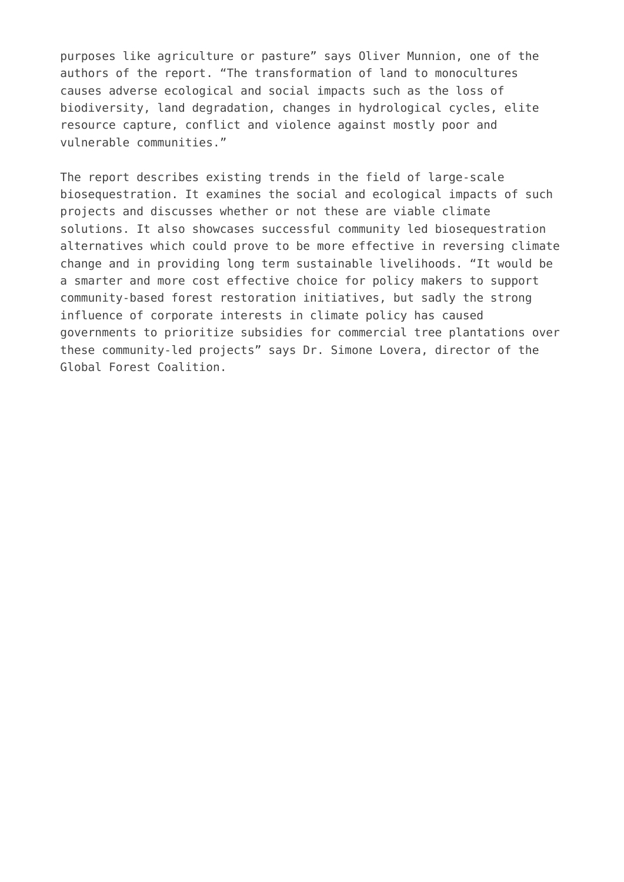purposes like agriculture or pasture” says Oliver Munnion, one of the authors of the report. “The transformation of land to monocultures causes adverse ecological and social impacts such as the loss of biodiversity, land degradation, changes in hydrological cycles, elite resource capture, conflict and violence against mostly poor and vulnerable communities.”

The report describes existing trends in the field of large-scale biosequestration. It examines the social and ecological impacts of such projects and discusses whether or not these are viable climate solutions. It also showcases successful community led biosequestration alternatives which could prove to be more effective in reversing climate change and in providing long term sustainable livelihoods. “It would be a smarter and more cost effective choice for policy makers to support community-based forest restoration initiatives, but sadly the strong influence of corporate interests in climate policy has caused governments to prioritize subsidies for commercial tree plantations over these community-led projects” says Dr. Simone Lovera, director of the Global Forest Coalition.